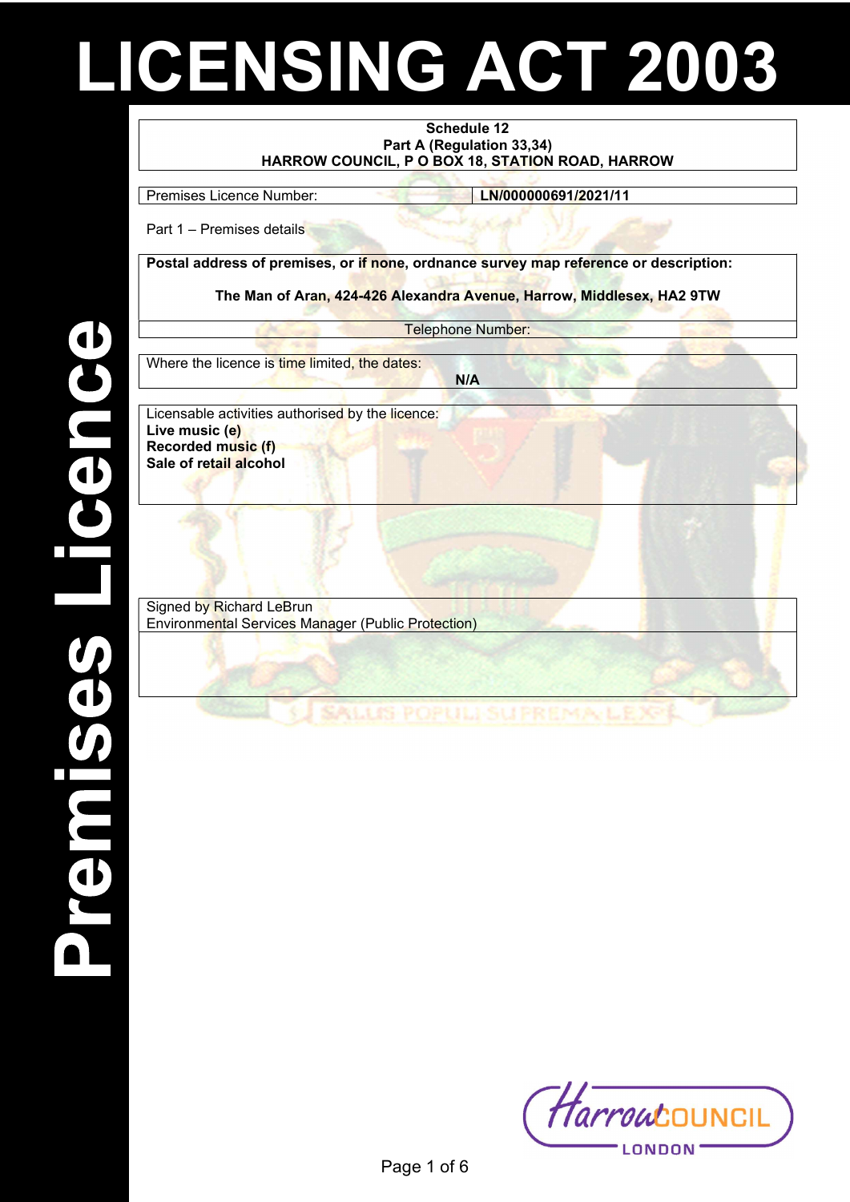# LICENSING ACT 2003

## Premises Licence

**Schedule 12**
**Part A (Regulation 33,34)**
**HARROW COUNCIL, P O BOX 18, STATION ROAD, HARROW**

| Premises Licence Number: | **LN/000000691/2021/11** |
| --- | --- |

Part 1 – Premises details

**Postal address of premises, or if none, ordnance survey map reference or description:**

**The Man of Aran, 424-426 Alexandra Avenue, Harrow, Middlesex, HA2 9TW**

Telephone Number:

Where the licence is time limited, the dates:

**N/A**

Licensable activities authorised by the licence:

**Live music (e)**
**Recorded music (f)**
**Sale of retail alcohol**

Signed by Richard LeBrun
Environmental Services Manager (Public Protection)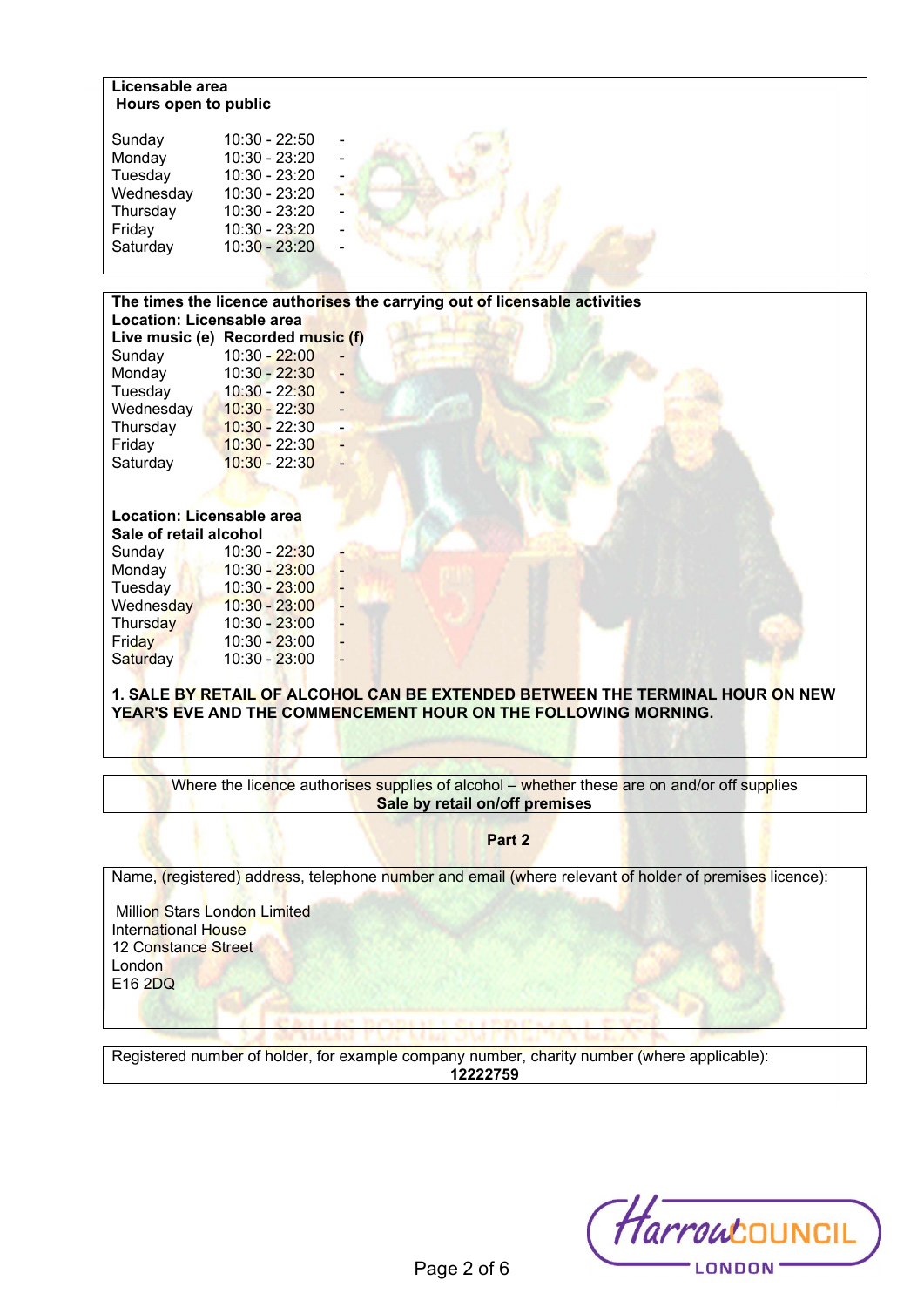**Licensable area**
**Hours open to public**

| | | |
|---|---|---|
| Sunday | 10:30 - 22:50 | - |
| Monday | 10:30 - 23:20 | - |
| Tuesday | 10:30 - 23:20 | - |
| Wednesday | 10:30 - 23:20 | - |
| Thursday | 10:30 - 23:20 | - |
| Friday | 10:30 - 23:20 | - |
| Saturday | 10:30 - 23:20 | - |

**The times the licence authorises the carrying out of licensable activities**
**Location: Licensable area**
**Live music (e) Recorded music (f)**

| | | |
|---|---|---|
| Sunday | 10:30 - 22:00 | - |
| Monday | 10:30 - 22:30 | - |
| Tuesday | 10:30 - 22:30 | - |
| Wednesday | 10:30 - 22:30 | - |
| Thursday | 10:30 - 22:30 | - |
| Friday | 10:30 - 22:30 | - |
| Saturday | 10:30 - 22:30 | - |

**Location: Licensable area**
**Sale of retail alcohol**

| | | |
|---|---|---|
| Sunday | 10:30 - 22:30 | - |
| Monday | 10:30 - 23:00 | - |
| Tuesday | 10:30 - 23:00 | - |
| Wednesday | 10:30 - 23:00 | - |
| Thursday | 10:30 - 23:00 | - |
| Friday | 10:30 - 23:00 | - |
| Saturday | 10:30 - 23:00 | - |

**1. SALE BY RETAIL OF ALCOHOL CAN BE EXTENDED BETWEEN THE TERMINAL HOUR ON NEW YEAR'S EVE AND THE COMMENCEMENT HOUR ON THE FOLLOWING MORNING.**

Where the licence authorises supplies of alcohol – whether these are on and/or off supplies
**Sale by retail on/off premises**

**Part 2**

Name, (registered) address, telephone number and email (where relevant of holder of premises licence):

Million Stars London Limited
International House
12 Constance Street
London
E16 2DQ

Registered number of holder, for example company number, charity number (where applicable):
**12222759**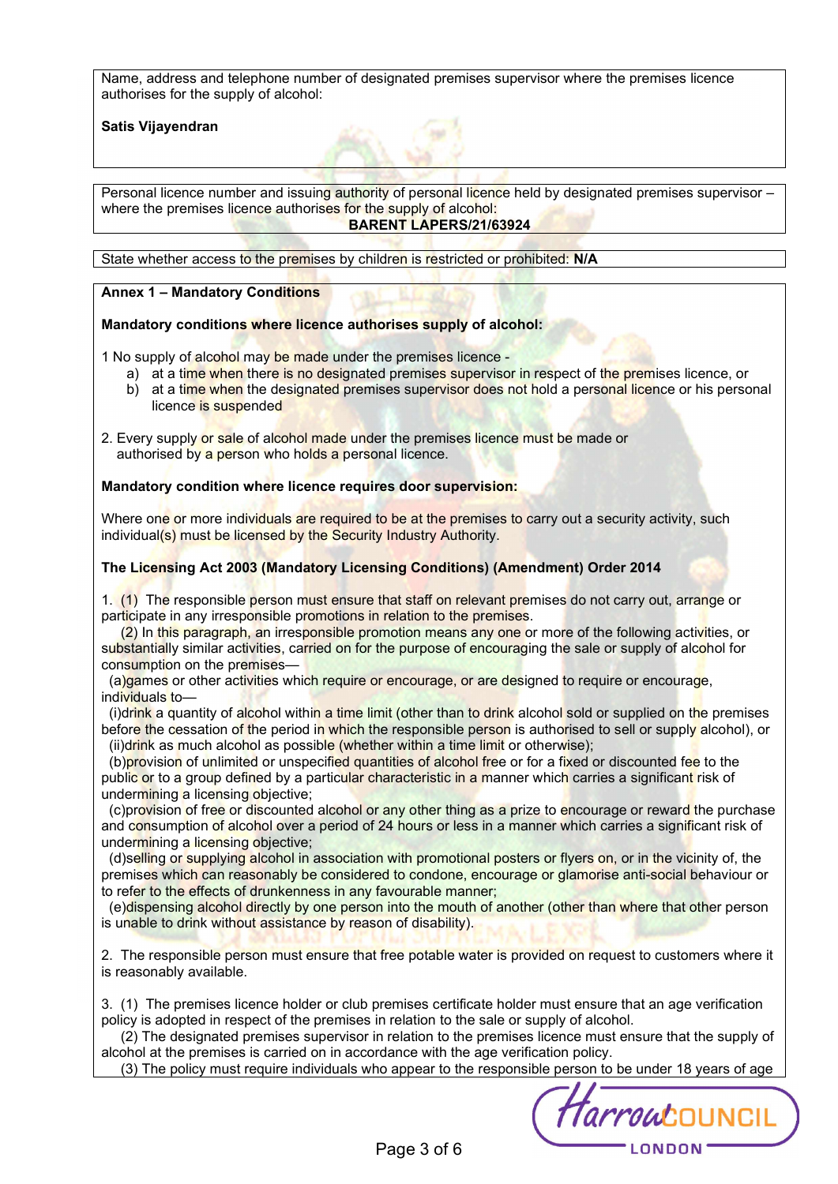Name, address and telephone number of designated premises supervisor where the premises licence authorises for the supply of alcohol:

**Satis Vijayendran**

Personal licence number and issuing authority of personal licence held by designated premises supervisor – where the premises licence authorises for the supply of alcohol:
**BARENT LAPERS/21/63924**

State whether access to the premises by children is restricted or prohibited: **N/A**

**Annex 1 – Mandatory Conditions**

**Mandatory conditions where licence authorises supply of alcohol:**

1 No supply of alcohol may be made under the premises licence -

a) at a time when there is no designated premises supervisor in respect of the premises licence, or
b) at a time when the designated premises supervisor does not hold a personal licence or his personal licence is suspended

2. Every supply or sale of alcohol made under the premises licence must be made or authorised by a person who holds a personal licence.

**Mandatory condition where licence requires door supervision:**

Where one or more individuals are required to be at the premises to carry out a security activity, such individual(s) must be licensed by the Security Industry Authority.

**The Licensing Act 2003 (Mandatory Licensing Conditions) (Amendment) Order 2014**

1. (1) The responsible person must ensure that staff on relevant premises do not carry out, arrange or participate in any irresponsible promotions in relation to the premises.

(2) In this paragraph, an irresponsible promotion means any one or more of the following activities, or substantially similar activities, carried on for the purpose of encouraging the sale or supply of alcohol for consumption on the premises—

(a)games or other activities which require or encourage, or are designed to require or encourage, individuals to—

(i)drink a quantity of alcohol within a time limit (other than to drink alcohol sold or supplied on the premises before the cessation of the period in which the responsible person is authorised to sell or supply alcohol), or
(ii)drink as much alcohol as possible (whether within a time limit or otherwise);

(b)provision of unlimited or unspecified quantities of alcohol free or for a fixed or discounted fee to the public or to a group defined by a particular characteristic in a manner which carries a significant risk of undermining a licensing objective;

(c)provision of free or discounted alcohol or any other thing as a prize to encourage or reward the purchase and consumption of alcohol over a period of 24 hours or less in a manner which carries a significant risk of undermining a licensing objective;

(d)selling or supplying alcohol in association with promotional posters or flyers on, or in the vicinity of, the premises which can reasonably be considered to condone, encourage or glamorise anti-social behaviour or to refer to the effects of drunkenness in any favourable manner;

(e)dispensing alcohol directly by one person into the mouth of another (other than where that other person is unable to drink without assistance by reason of disability).

2. The responsible person must ensure that free potable water is provided on request to customers where it is reasonably available.

3. (1) The premises licence holder or club premises certificate holder must ensure that an age verification policy is adopted in respect of the premises in relation to the sale or supply of alcohol.

(2) The designated premises supervisor in relation to the premises licence must ensure that the supply of alcohol at the premises is carried on in accordance with the age verification policy.

(3) The policy must require individuals who appear to the responsible person to be under 18 years of age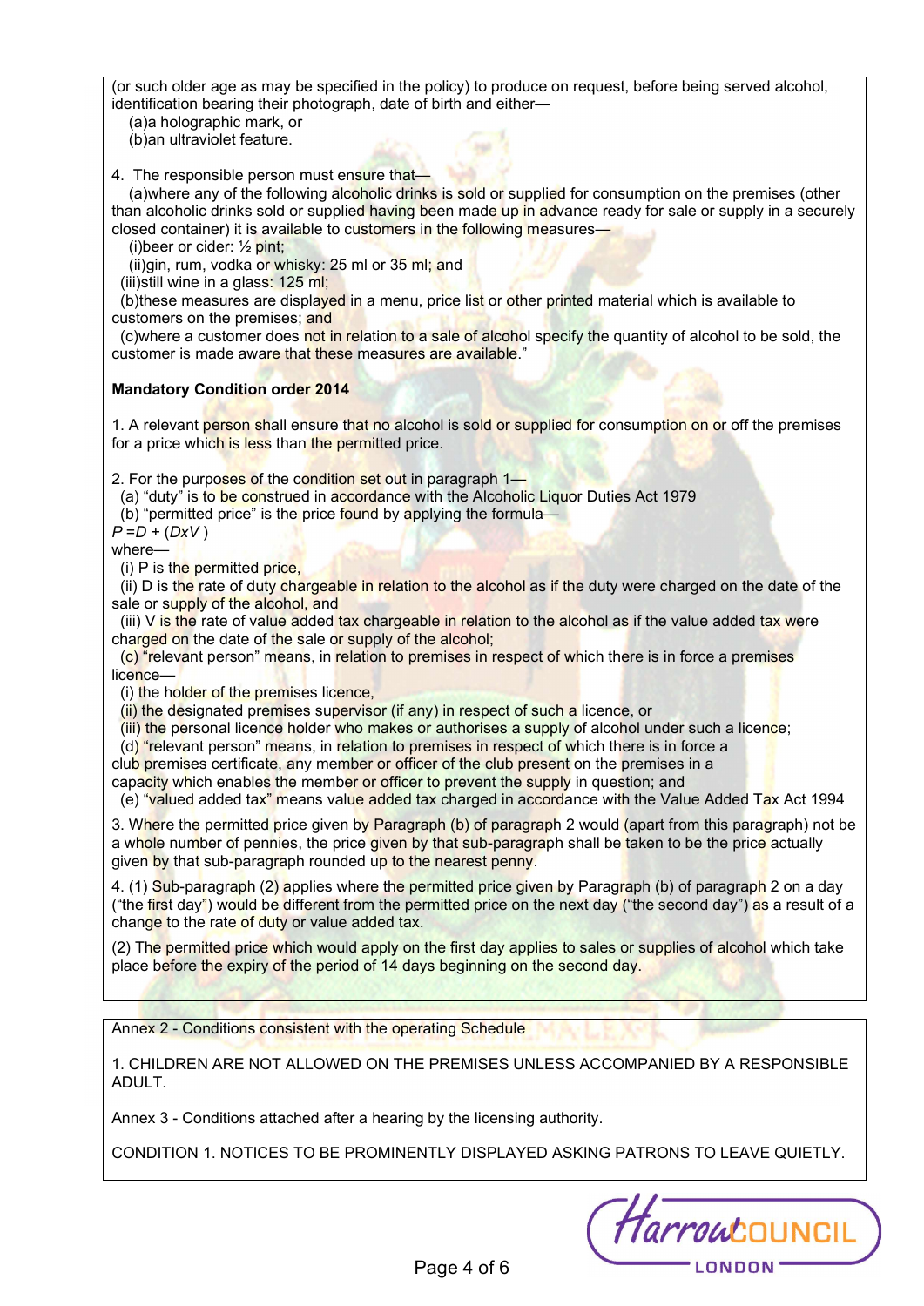(or such older age as may be specified in the policy) to produce on request, before being served alcohol, identification bearing their photograph, date of birth and either—

(a)a holographic mark, or
(b)an ultraviolet feature.

4. The responsible person must ensure that—

(a)where any of the following alcoholic drinks is sold or supplied for consumption on the premises (other than alcoholic drinks sold or supplied having been made up in advance ready for sale or supply in a securely closed container) it is available to customers in the following measures—

(i)beer or cider: ½ pint;
(ii)gin, rum, vodka or whisky: 25 ml or 35 ml; and
(iii)still wine in a glass: 125 ml;

(b)these measures are displayed in a menu, price list or other printed material which is available to customers on the premises; and

(c)where a customer does not in relation to a sale of alcohol specify the quantity of alcohol to be sold, the customer is made aware that these measures are available."

**Mandatory Condition order 2014**

1. A relevant person shall ensure that no alcohol is sold or supplied for consumption on or off the premises for a price which is less than the permitted price.

2. For the purposes of the condition set out in paragraph 1—

(a) "duty" is to be construed in accordance with the Alcoholic Liquor Duties Act 1979
(b) "permitted price" is the price found by applying the formula—

$P = D + (DxV)$

where—

(i) P is the permitted price,
(ii) D is the rate of duty chargeable in relation to the alcohol as if the duty were charged on the date of the sale or supply of the alcohol, and
(iii) V is the rate of value added tax chargeable in relation to the alcohol as if the value added tax were charged on the date of the sale or supply of the alcohol;

(c) "relevant person" means, in relation to premises in respect of which there is in force a premises licence—

(i) the holder of the premises licence,
(ii) the designated premises supervisor (if any) in respect of such a licence, or
(iii) the personal licence holder who makes or authorises a supply of alcohol under such a licence;

(d) "relevant person" means, in relation to premises in respect of which there is in force a club premises certificate, any member or officer of the club present on the premises in a capacity which enables the member or officer to prevent the supply in question; and

(e) "valued added tax" means value added tax charged in accordance with the Value Added Tax Act 1994

3. Where the permitted price given by Paragraph (b) of paragraph 2 would (apart from this paragraph) not be a whole number of pennies, the price given by that sub-paragraph shall be taken to be the price actually given by that sub-paragraph rounded up to the nearest penny.

4. (1) Sub-paragraph (2) applies where the permitted price given by Paragraph (b) of paragraph 2 on a day ("the first day") would be different from the permitted price on the next day ("the second day") as a result of a change to the rate of duty or value added tax.

(2) The permitted price which would apply on the first day applies to sales or supplies of alcohol which take place before the expiry of the period of 14 days beginning on the second day.

Annex 2 - Conditions consistent with the operating Schedule

1. CHILDREN ARE NOT ALLOWED ON THE PREMISES UNLESS ACCOMPANIED BY A RESPONSIBLE ADULT.

Annex 3 - Conditions attached after a hearing by the licensing authority.

CONDITION 1. NOTICES TO BE PROMINENTLY DISPLAYED ASKING PATRONS TO LEAVE QUIETLY.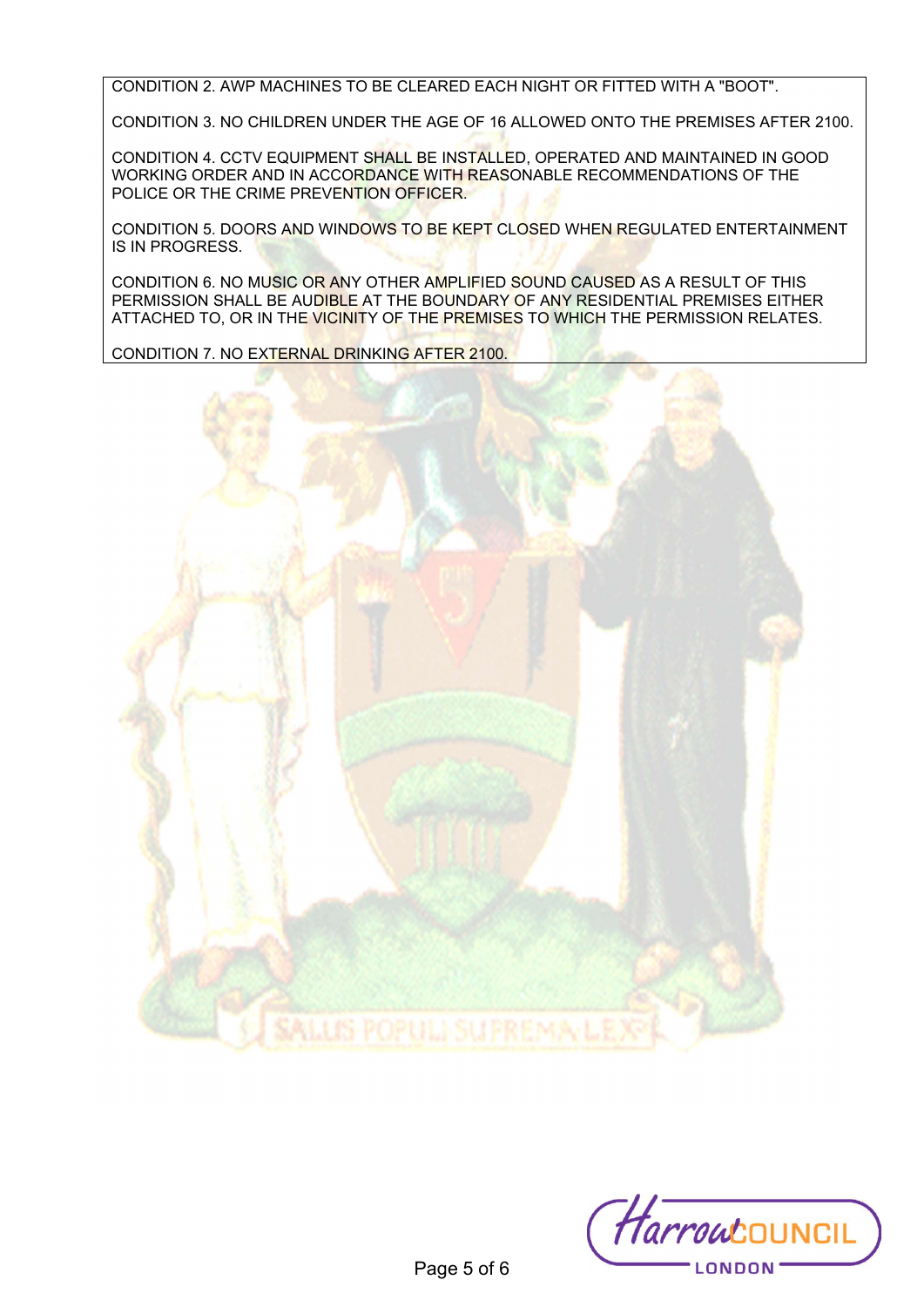CONDITION 2. AWP MACHINES TO BE CLEARED EACH NIGHT OR FITTED WITH A "BOOT".

CONDITION 3. NO CHILDREN UNDER THE AGE OF 16 ALLOWED ONTO THE PREMISES AFTER 2100.

CONDITION 4. CCTV EQUIPMENT SHALL BE INSTALLED, OPERATED AND MAINTAINED IN GOOD WORKING ORDER AND IN ACCORDANCE WITH REASONABLE RECOMMENDATIONS OF THE POLICE OR THE CRIME PREVENTION OFFICER.

CONDITION 5. DOORS AND WINDOWS TO BE KEPT CLOSED WHEN REGULATED ENTERTAINMENT IS IN PROGRESS.

CONDITION 6. NO MUSIC OR ANY OTHER AMPLIFIED SOUND CAUSED AS A RESULT OF THIS PERMISSION SHALL BE AUDIBLE AT THE BOUNDARY OF ANY RESIDENTIAL PREMISES EITHER ATTACHED TO, OR IN THE VICINITY OF THE PREMISES TO WHICH THE PERMISSION RELATES.

CONDITION 7. NO EXTERNAL DRINKING AFTER 2100.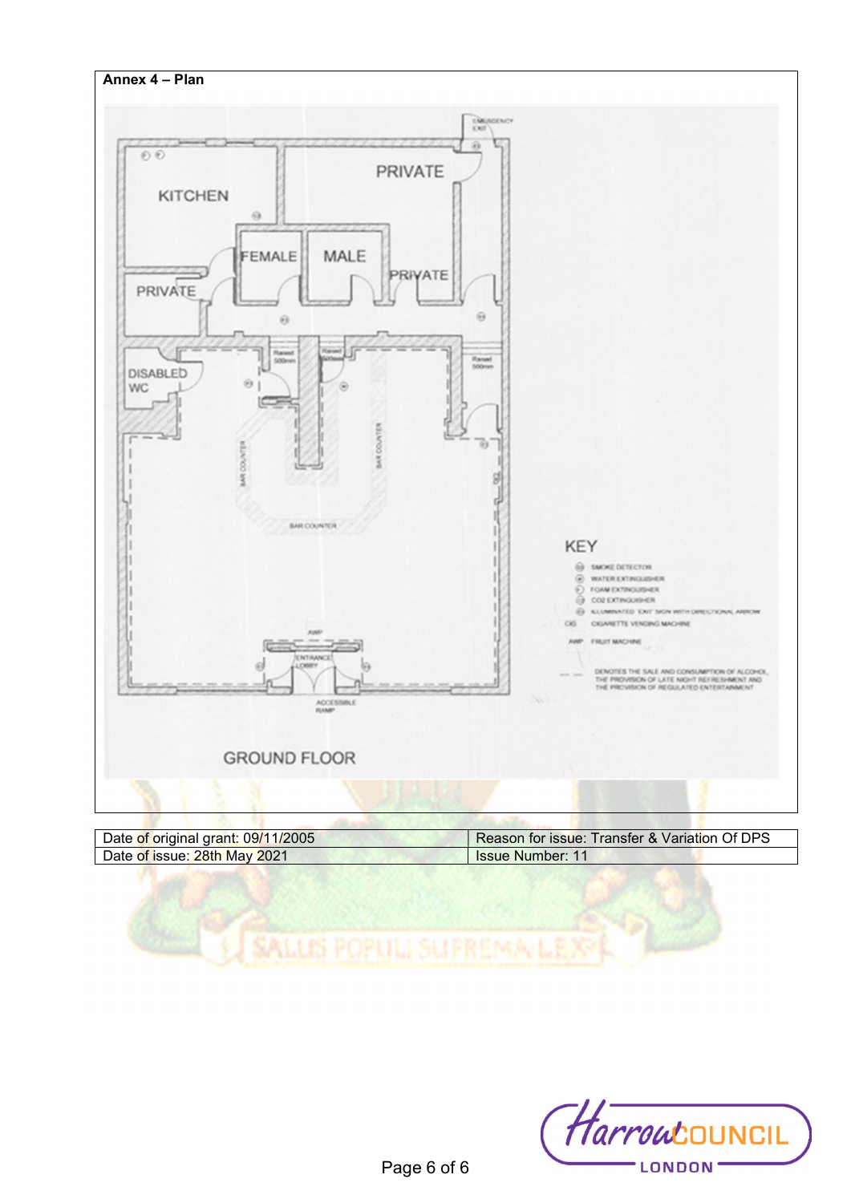**Annex 4 – Plan**

EMERGENCY EXIT

KITCHEN

PRIVATE

FEMALE

MALE

PRIVATE

PRIVATE

DISABLED WC

Raised 500mm

Raised 500mm

Raised 500mm

BAR COUNTER

BAR COUNTER

BAR COUNTER

AWP

ENTRANCE LOBBY

ACCESSIBLE RAMP

GROUND FLOOR

KEY

SMOKE DETECTOR

WATER EXTINGUISHER

FOAM EXTINGUISHER

CO2 EXTINGUISHER

ILLUMINATED 'EXIT' SIGN WITH DIRECTIONAL ARROW

CIG CIGARETTE VENDING MACHINE

AWP FRUIT MACHINE

DENOTES THE SALE AND CONSUMPTION OF ALCOHOL, THE PROVISION OF LATE NIGHT REFRESHMENT AND THE PROVISION OF REGULATED ENTERTAINMENT

| | |
|---|---|
| Date of original grant: 09/11/2005 | Reason for issue: Transfer & Variation Of DPS |
| Date of issue: 28th May 2021 | Issue Number: 11 |